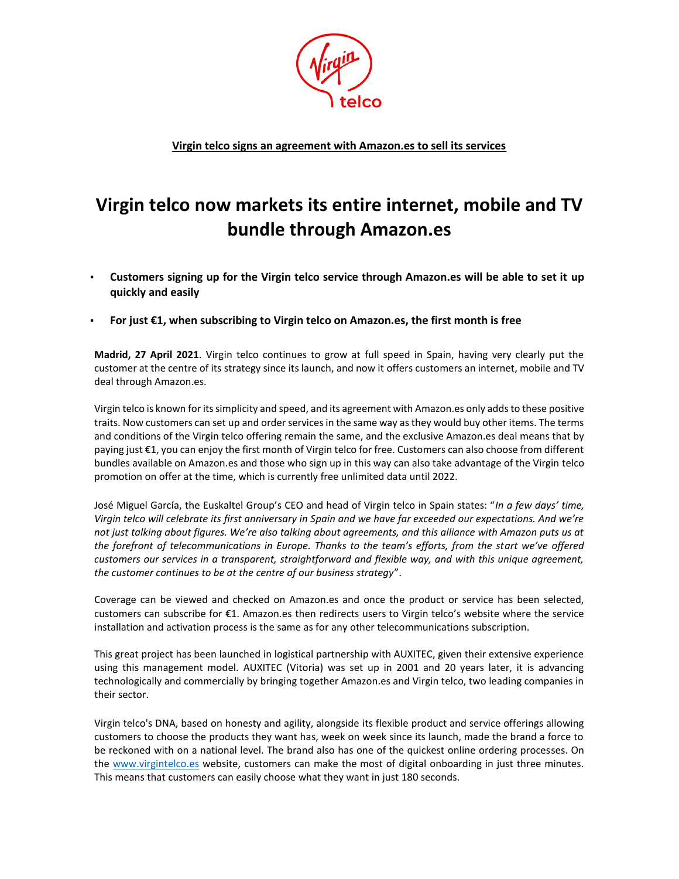**Virgin telco signs an agreement with Amazon.es to sell its services**

# Virgin telco now markets its entire internet, mobile and TV bundle through Amazon.es

- **Customers signing up for the Virgin telco service through Amazon.es will be able to set it up quickly and easily**
- **For just €1, when subscribing to Virgin telco on Amazon.es, the first month is free**

**Madrid, 27 April 2021**. Virgin telco continues to grow at full speed in Spain, having very clearly put the customer at the centre of its strategy since its launch, and now it offers customers an internet, mobile and TV deal through Amazon.es.

Virgin telco is known for its simplicity and speed, and its agreement with Amazon.es only adds to these positive traits. Now customers can set up and order services in the same way as they would buy other items. The terms and conditions of the Virgin telco offering remain the same, and the exclusive Amazon.es deal means that by paying just €1, you can enjoy the first month of Virgin telco for free. Customers can also choose from different bundles available on Amazon.es and those who sign up in this way can also take advantage of the Virgin telco promotion on offer at the time, which is currently free unlimited data until 2022.

José Miguel García, the Euskaltel Group's CEO and head of Virgin telco in Spain states: "*In a few days' time, Virgin telco will celebrate its first anniversary in Spain and we have far exceeded our expectations. And we're not just talking about figures. We're also talking about agreements, and this alliance with Amazon puts us at the forefront of telecommunications in Europe. Thanks to the team's efforts, from the start we've offered customers our services in a transparent, straightforward and flexible way, and with this unique agreement, the customer continues to be at the centre of our business strategy*".

Coverage can be viewed and checked on Amazon.es and once the product or service has been selected, customers can subscribe for €1. Amazon.es then redirects users to Virgin telco's website where the service installation and activation process is the same as for any other telecommunications subscription.

This great project has been launched in logistical partnership with AUXITEC, given their extensive experience using this management model. AUXITEC (Vitoria) was set up in 2001 and 20 years later, it is advancing technologically and commercially by bringing together Amazon.es and Virgin telco, two leading companies in their sector.

Virgin telco's DNA, based on honesty and agility, alongside its flexible product and service offerings allowing customers to choose the products they want has, week on week since its launch, made the brand a force to be reckoned with on a national level. The brand also has one of the quickest online ordering processes. On the www.virgintelco.es website, customers can make the most of digital onboarding in just three minutes. This means that customers can easily choose what they want in just 180 seconds.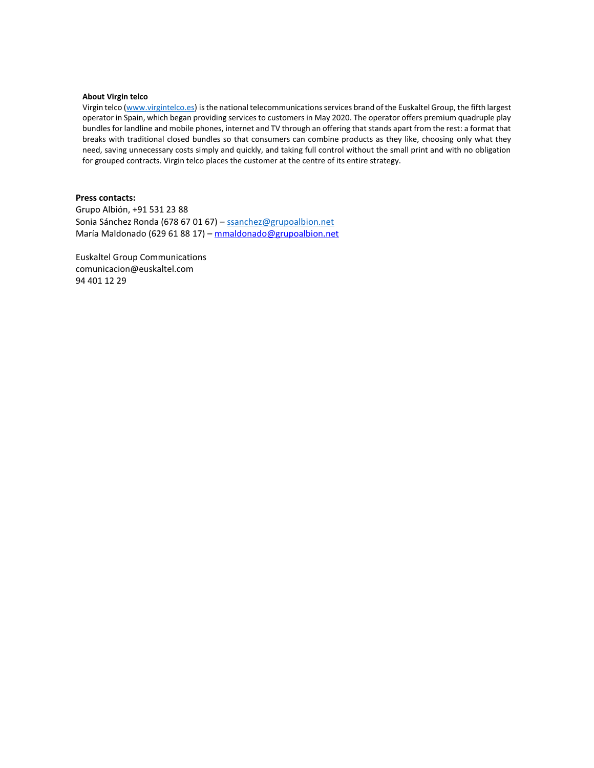**About Virgin telco**

Virgin telco (www.virgintelco.es) is the national telecommunications services brand of the Euskaltel Group, the fifth largest operator in Spain, which began providing services to customers in May 2020. The operator offers premium quadruple play bundles for landline and mobile phones, internet and TV through an offering that stands apart from the rest: a format that breaks with traditional closed bundles so that consumers can combine products as they like, choosing only what they need, saving unnecessary costs simply and quickly, and taking full control without the small print and with no obligation for grouped contracts. Virgin telco places the customer at the centre of its entire strategy.

**Press contacts:**

Grupo Albión, +91 531 23 88
Sonia Sánchez Ronda (678 67 01 67) – ssanchez@grupoalbion.net
María Maldonado (629 61 88 17) – mmaldonado@grupoalbion.net

Euskaltel Group Communications
comunicacion@euskaltel.com
94 401 12 29